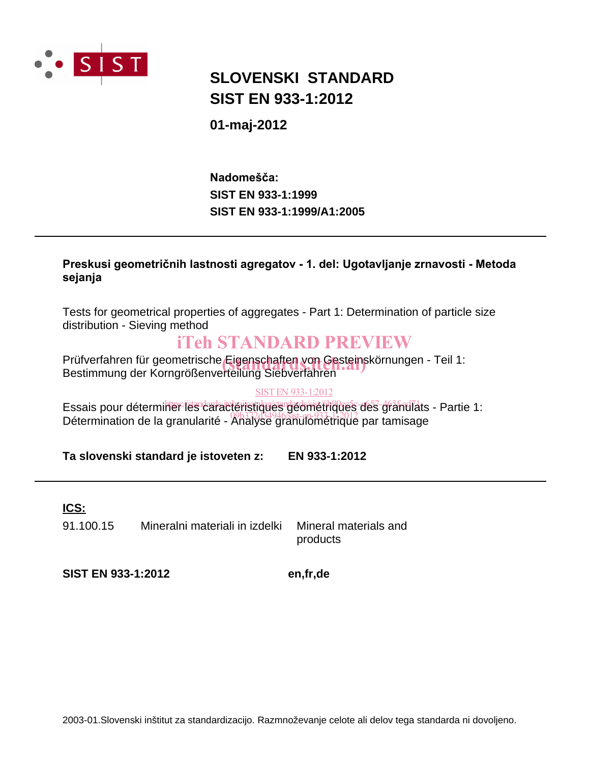# SLOVENSKI STANDARD
# SIST EN 933-1:2012

**01-maj-2012**

**Nadomešča:**
**SIST EN 933-1:1999**
**SIST EN 933-1:1999/A1:2005**

---

**Preskusi geometričnih lastnosti agregatov - 1. del: Ugotavljanje zrnavosti - Metoda sejanja**

Tests for geometrical properties of aggregates - Part 1: Determination of particle size distribution - Sieving method

iTeh STANDARD PREVIEW
(standards.iteh.ai)

Prüfverfahren für geometrische Eigenschaften von Gesteinskörnungen - Teil 1: Bestimmung der Korngrößenverteilung Siebverfahren

SIST EN 933-1:2012
https://standards.iteh.ai/catalog/standards/sist/6b90ea5e-c657-465f-ad71-09b372d34946/sist-en-933-1-2012

Essais pour déterminer les caractéristiques géométriques des granulats - Partie 1: Détermination de la granularité - Analyse granulométrique par tamisage

**Ta slovenski standard je istoveten z:** **EN 933-1:2012**

---

**ICS:**

| | | |
|---|---|---|
| 91.100.15 | Mineralni materiali in izdelki | Mineral materials and products |

**SIST EN 933-1:2012** **en,fr,de**

2003-01.Slovenski inštitut za standardizacijo. Razmnoževanje celote ali delov tega standarda ni dovoljeno.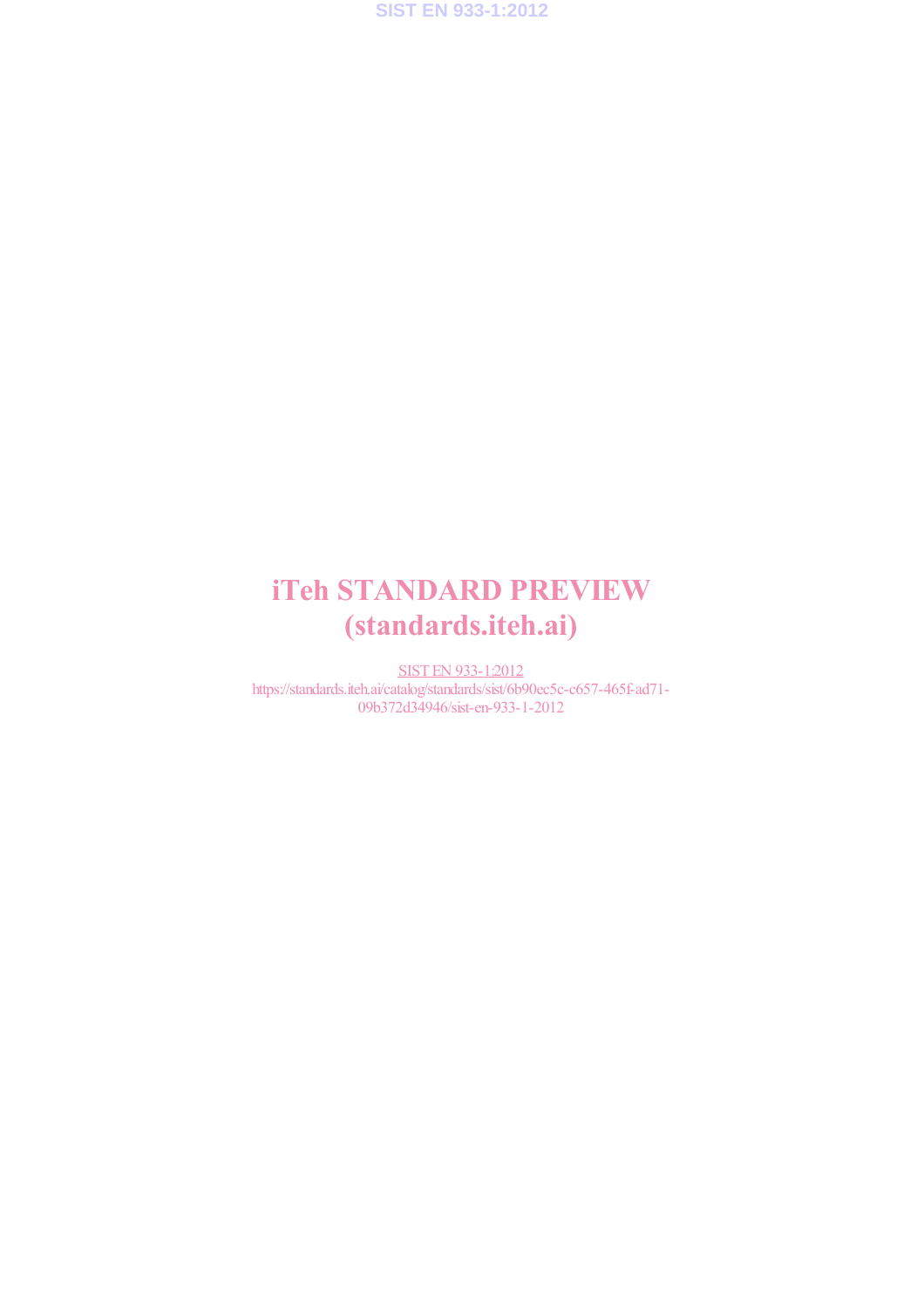iTeh STANDARD PREVIEW
(standards.iteh.ai)

SIST EN 933-1:2012
https://standards.iteh.ai/catalog/standards/sist/6b90ec5c-c657-465f-ad71-09b372d34946/sist-en-933-1-2012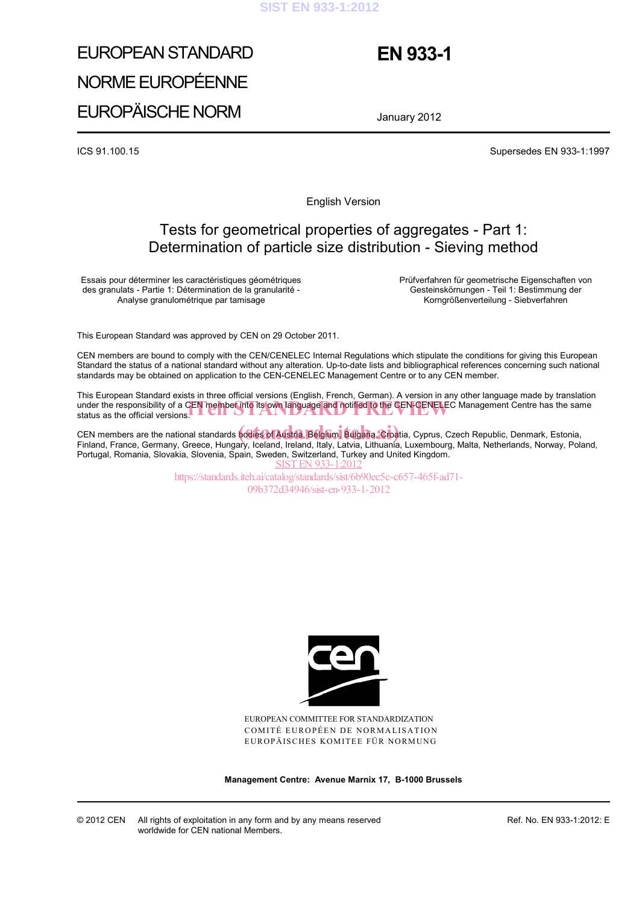# EUROPEAN STANDARD

# NORME EUROPÉENNE

# EUROPÄISCHE NORM

# EN 933-1

January 2012

ICS 91.100.15

Supersedes EN 933-1:1997

English Version

## Tests for geometrical properties of aggregates - Part 1: Determination of particle size distribution - Sieving method

Essais pour déterminer les caractéristiques géométriques des granulats - Partie 1: Détermination de la granularité - Analyse granulométrique par tamisage

Prüfverfahren für geometrische Eigenschaften von Gesteinskörnungen - Teil 1: Bestimmung der Korngrößenverteilung - Siebverfahren

This European Standard was approved by CEN on 29 October 2011.

CEN members are bound to comply with the CEN/CENELEC Internal Regulations which stipulate the conditions for giving this European Standard the status of a national standard without any alteration. Up-to-date lists and bibliographical references concerning such national standards may be obtained on application to the CEN-CENELEC Management Centre or to any CEN member.

This European Standard exists in three official versions (English, French, German). A version in any other language made by translation under the responsibility of a CEN member into its own language and notified to the CEN-CENELEC Management Centre has the same status as the official versions.

CEN members are the national standards bodies of Austria, Belgium, Bulgaria, Croatia, Cyprus, Czech Republic, Denmark, Estonia, Finland, France, Germany, Greece, Hungary, Iceland, Ireland, Italy, Latvia, Lithuania, Luxembourg, Malta, Netherlands, Norway, Poland, Portugal, Romania, Slovakia, Slovenia, Spain, Sweden, Switzerland, Turkey and United Kingdom.

EUROPEAN COMMITTEE FOR STANDARDIZATION
COMITÉ EUROPÉEN DE NORMALISATION
EUROPÄISCHES KOMITEE FÜR NORMUNG

**Management Centre: Avenue Marnix 17, B-1000 Brussels**

© 2012 CEN All rights of exploitation in any form and by any means reserved worldwide for CEN national Members.

Ref. No. EN 933-1:2012: E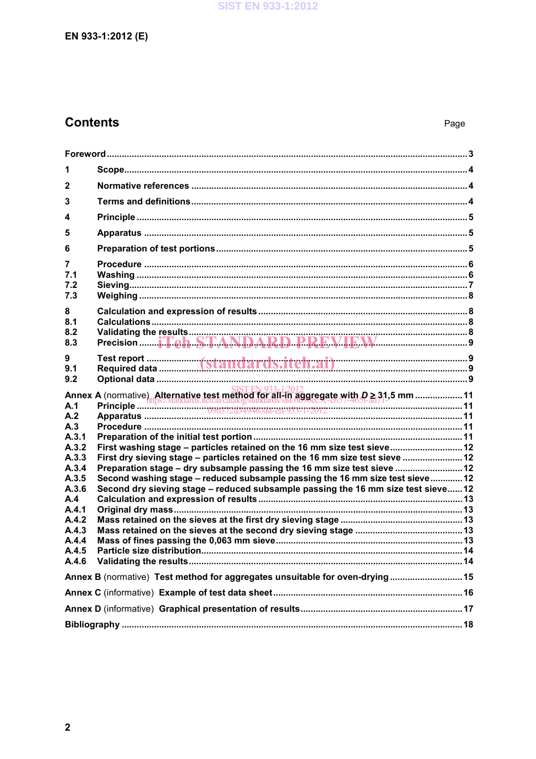## Contents

Page

Foreword .......... 3

1 Scope .......... 4

2 Normative references .......... 4

3 Terms and definitions .......... 4

4 Principle .......... 5

5 Apparatus .......... 5

6 Preparation of test portions .......... 5

7 Procedure .......... 6
7.1 Washing .......... 6
7.2 Sieving .......... 7
7.3 Weighing .......... 8

8 Calculation and expression of results .......... 8
8.1 Calculations .......... 8
8.2 Validating the results .......... 8
8.3 Precision .......... 9

9 Test report .......... 9
9.1 Required data .......... 9
9.2 Optional data .......... 9

Annex A (normative) Alternative test method for all-in aggregate with $D \geq 31,5$ mm .......... 11
A.1 Principle .......... 11
A.2 Apparatus .......... 11
A.3 Procedure .......... 11
A.3.1 Preparation of the initial test portion .......... 11
A.3.2 First washing stage – particles retained on the 16 mm size test sieve .......... 12
A.3.3 First dry sieving stage – particles retained on the 16 mm size test sieve .......... 12
A.3.4 Preparation stage – dry subsample passing the 16 mm size test sieve .......... 12
A.3.5 Second washing stage – reduced subsample passing the 16 mm size test sieve .......... 12
A.3.6 Second dry sieving stage – reduced subsample passing the 16 mm size test sieve .......... 12
A.4 Calculation and expression of results .......... 13
A.4.1 Original dry mass .......... 13
A.4.2 Mass retained on the sieves at the first dry sieving stage .......... 13
A.4.3 Mass retained on the sieves at the second dry sieving stage .......... 13
A.4.4 Mass of fines passing the 0,063 mm sieve .......... 13
A.4.5 Particle size distribution .......... 14
A.4.6 Validating the results .......... 14

Annex B (normative) Test method for aggregates unsuitable for oven-drying .......... 15

Annex C (informative) Example of test data sheet .......... 16

Annex D (informative) Graphical presentation of results .......... 17

Bibliography .......... 18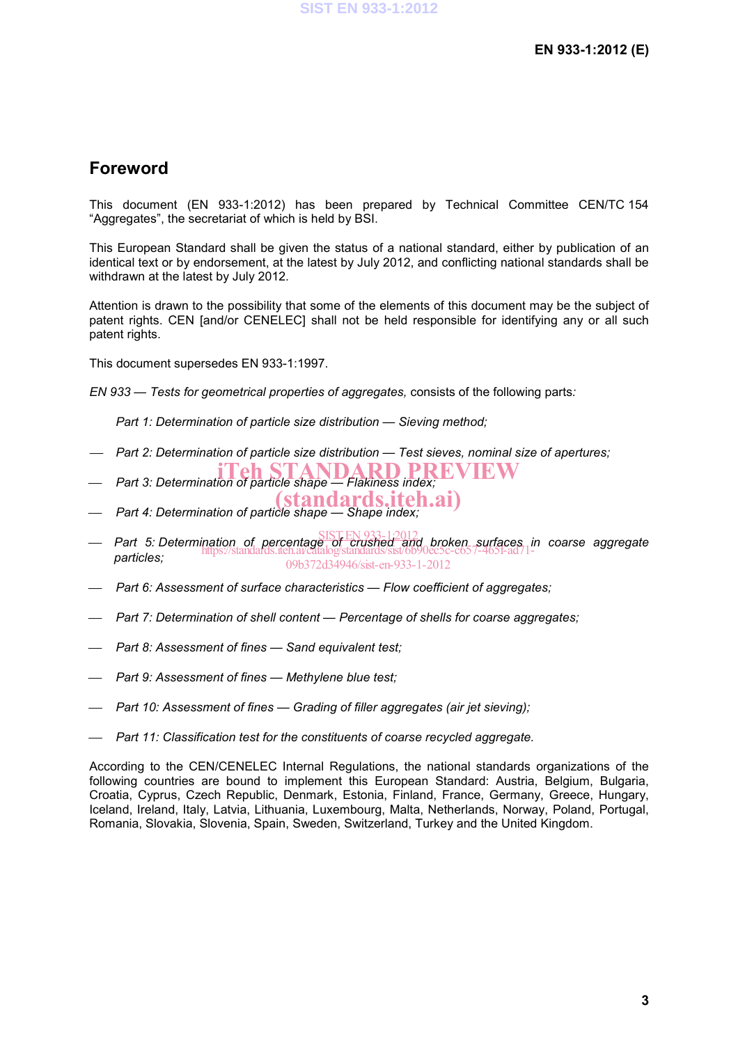## Foreword

This document (EN 933-1:2012) has been prepared by Technical Committee CEN/TC 154 “Aggregates”, the secretariat of which is held by BSI.

This European Standard shall be given the status of a national standard, either by publication of an identical text or by endorsement, at the latest by July 2012, and conflicting national standards shall be withdrawn at the latest by July 2012.

Attention is drawn to the possibility that some of the elements of this document may be the subject of patent rights. CEN [and/or CENELEC] shall not be held responsible for identifying any or all such patent rights.

This document supersedes EN 933-1:1997.

*EN 933 — Tests for geometrical properties of aggregates,* consists of the following parts*:*

*Part 1: Determination of particle size distribution — Sieving method;*

- *Part 2: Determination of particle size distribution — Test sieves, nominal size of apertures;*
- *Part 3: Determination of particle shape — Flakiness index;*
- *Part 4: Determination of particle shape — Shape index;*
- *Part 5: Determination of percentage of crushed and broken surfaces in coarse aggregate particles;*
- *Part 6: Assessment of surface characteristics — Flow coefficient of aggregates;*
- *Part 7: Determination of shell content — Percentage of shells for coarse aggregates;*
- *Part 8: Assessment of fines — Sand equivalent test;*
- *Part 9: Assessment of fines — Methylene blue test;*
- *Part 10: Assessment of fines — Grading of filler aggregates (air jet sieving);*
- *Part 11: Classification test for the constituents of coarse recycled aggregate.*

According to the CEN/CENELEC Internal Regulations, the national standards organizations of the following countries are bound to implement this European Standard: Austria, Belgium, Bulgaria, Croatia, Cyprus, Czech Republic, Denmark, Estonia, Finland, France, Germany, Greece, Hungary, Iceland, Ireland, Italy, Latvia, Lithuania, Luxembourg, Malta, Netherlands, Norway, Poland, Portugal, Romania, Slovakia, Slovenia, Spain, Sweden, Switzerland, Turkey and the United Kingdom.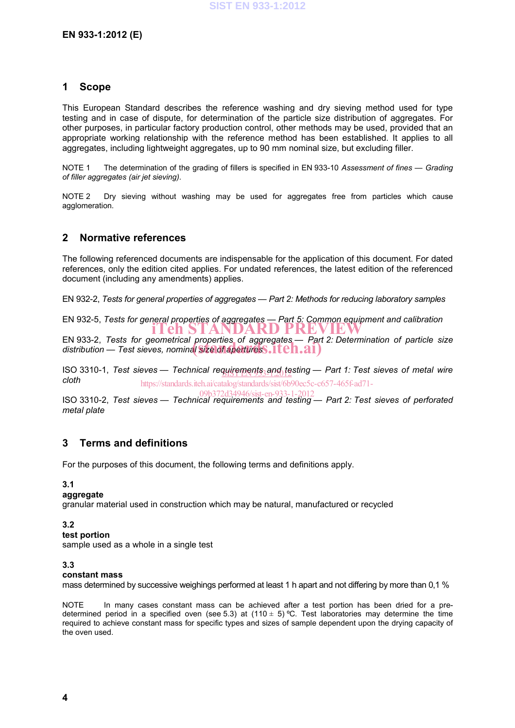## 1 Scope

This European Standard describes the reference washing and dry sieving method used for type testing and in case of dispute, for determination of the particle size distribution of aggregates. For other purposes, in particular factory production control, other methods may be used, provided that an appropriate working relationship with the reference method has been established. It applies to all aggregates, including lightweight aggregates, up to 90 mm nominal size, but excluding filler.

NOTE 1 The determination of the grading of fillers is specified in EN 933-10 *Assessment of fines — Grading of filler aggregates (air jet sieving)*.

NOTE 2 Dry sieving without washing may be used for aggregates free from particles which cause agglomeration.

## 2 Normative references

The following referenced documents are indispensable for the application of this document. For dated references, only the edition cited applies. For undated references, the latest edition of the referenced document (including any amendments) applies.

EN 932-2, *Tests for general properties of aggregates — Part 2: Methods for reducing laboratory samples*

EN 932-5, *Tests for general properties of aggregates — Part 5: Common equipment and calibration*

EN 933-2, *Tests for geometrical properties of aggregates — Part 2: Determination of particle size distribution — Test sieves, nominal size of apertures*

ISO 3310-1, *Test sieves — Technical requirements and testing — Part 1: Test sieves of metal wire cloth*

ISO 3310-2, *Test sieves — Technical requirements and testing — Part 2: Test sieves of perforated metal plate*

## 3 Terms and definitions

For the purposes of this document, the following terms and definitions apply.

**3.1**
**aggregate**
granular material used in construction which may be natural, manufactured or recycled

**3.2**
**test portion**
sample used as a whole in a single test

**3.3**
**constant mass**
mass determined by successive weighings performed at least 1 h apart and not differing by more than 0,1 %

NOTE In many cases constant mass can be achieved after a test portion has been dried for a pre-determined period in a specified oven (see 5.3) at (110 ± 5) ºC. Test laboratories may determine the time required to achieve constant mass for specific types and sizes of sample dependent upon the drying capacity of the oven used.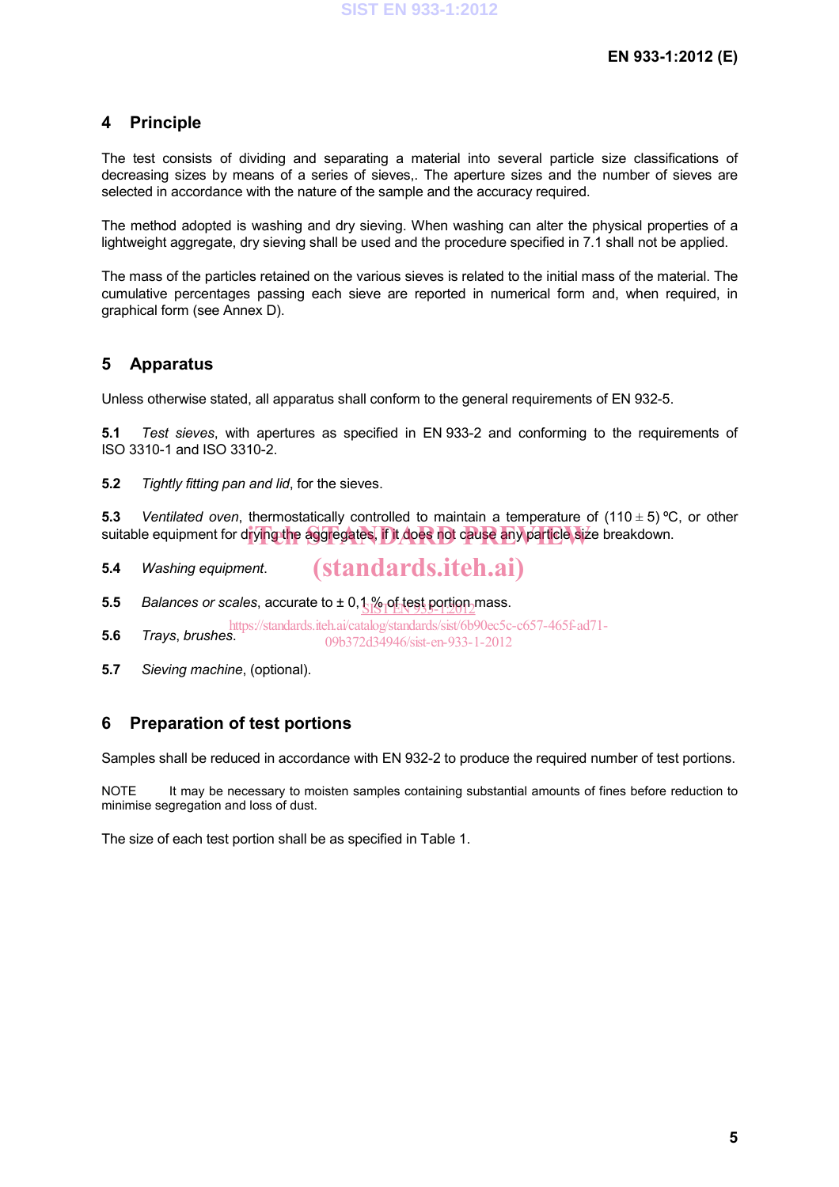## 4 Principle

The test consists of dividing and separating a material into several particle size classifications of decreasing sizes by means of a series of sieves,. The aperture sizes and the number of sieves are selected in accordance with the nature of the sample and the accuracy required.

The method adopted is washing and dry sieving. When washing can alter the physical properties of a lightweight aggregate, dry sieving shall be used and the procedure specified in 7.1 shall not be applied.

The mass of the particles retained on the various sieves is related to the initial mass of the material. The cumulative percentages passing each sieve are reported in numerical form and, when required, in graphical form (see Annex D).

## 5 Apparatus

Unless otherwise stated, all apparatus shall conform to the general requirements of EN 932-5.

**5.1** *Test sieves*, with apertures as specified in EN 933-2 and conforming to the requirements of ISO 3310-1 and ISO 3310-2.

**5.2** *Tightly fitting pan and lid*, for the sieves.

**5.3** *Ventilated oven*, thermostatically controlled to maintain a temperature of (110 ± 5) ºC, or other suitable equipment for drying the aggregates, if it does not cause any particle size breakdown.

**5.4** *Washing equipment*.

**5.5** *Balances or scales*, accurate to ± 0,1 % of test portion mass.

**5.6** *Trays*, *brushes*.

**5.7** *Sieving machine*, (optional).

## 6 Preparation of test portions

Samples shall be reduced in accordance with EN 932-2 to produce the required number of test portions.

NOTE It may be necessary to moisten samples containing substantial amounts of fines before reduction to minimise segregation and loss of dust.

The size of each test portion shall be as specified in Table 1.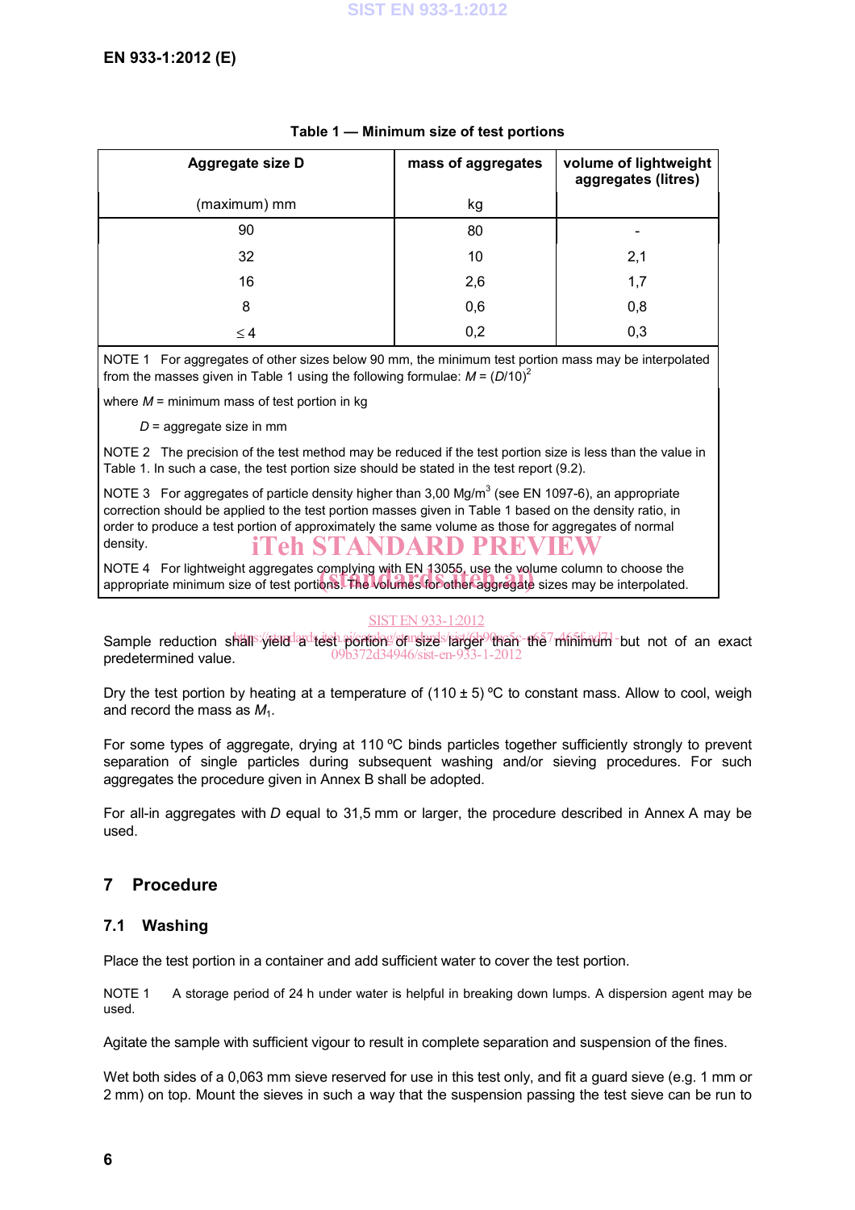Table 1 — Minimum size of test portions

| Aggregate size D (maximum) mm | mass of aggregates kg | volume of lightweight aggregates (litres) |
|---|---|---|
| 90 | 80 | - |
| 32 | 10 | 2,1 |
| 16 | 2,6 | 1,7 |
| 8 | 0,6 | 0,8 |
| ≤ 4 | 0,2 | 0,3 |

NOTE 1 For aggregates of other sizes below 90 mm, the minimum test portion mass may be interpolated from the masses given in Table 1 using the following formulae: $M = (D/10)^2$

where $M$ = minimum mass of test portion in kg

$D$ = aggregate size in mm

NOTE 2 The precision of the test method may be reduced if the test portion size is less than the value in Table 1. In such a case, the test portion size should be stated in the test report (9.2).

NOTE 3 For aggregates of particle density higher than 3,00 Mg/m$^3$ (see EN 1097-6), an appropriate correction should be applied to the test portion masses given in Table 1 based on the density ratio, in order to produce a test portion of approximately the same volume as those for aggregates of normal density.

NOTE 4 For lightweight aggregates complying with EN 13055, use the volume column to choose the appropriate minimum size of test portions. The volumes for other aggregate sizes may be interpolated.

Sample reduction shall yield a test portion of size larger than the minimum but not of an exact predetermined value.

Dry the test portion by heating at a temperature of (110 ± 5) ºC to constant mass. Allow to cool, weigh and record the mass as $M_1$.

For some types of aggregate, drying at 110 ºC binds particles together sufficiently strongly to prevent separation of single particles during subsequent washing and/or sieving procedures. For such aggregates the procedure given in Annex B shall be adopted.

For all-in aggregates with $D$ equal to 31,5 mm or larger, the procedure described in Annex A may be used.

## 7 Procedure

### 7.1 Washing

Place the test portion in a container and add sufficient water to cover the test portion.

NOTE 1 A storage period of 24 h under water is helpful in breaking down lumps. A dispersion agent may be used.

Agitate the sample with sufficient vigour to result in complete separation and suspension of the fines.

Wet both sides of a 0,063 mm sieve reserved for use in this test only, and fit a guard sieve (e.g. 1 mm or 2 mm) on top. Mount the sieves in such a way that the suspension passing the test sieve can be run to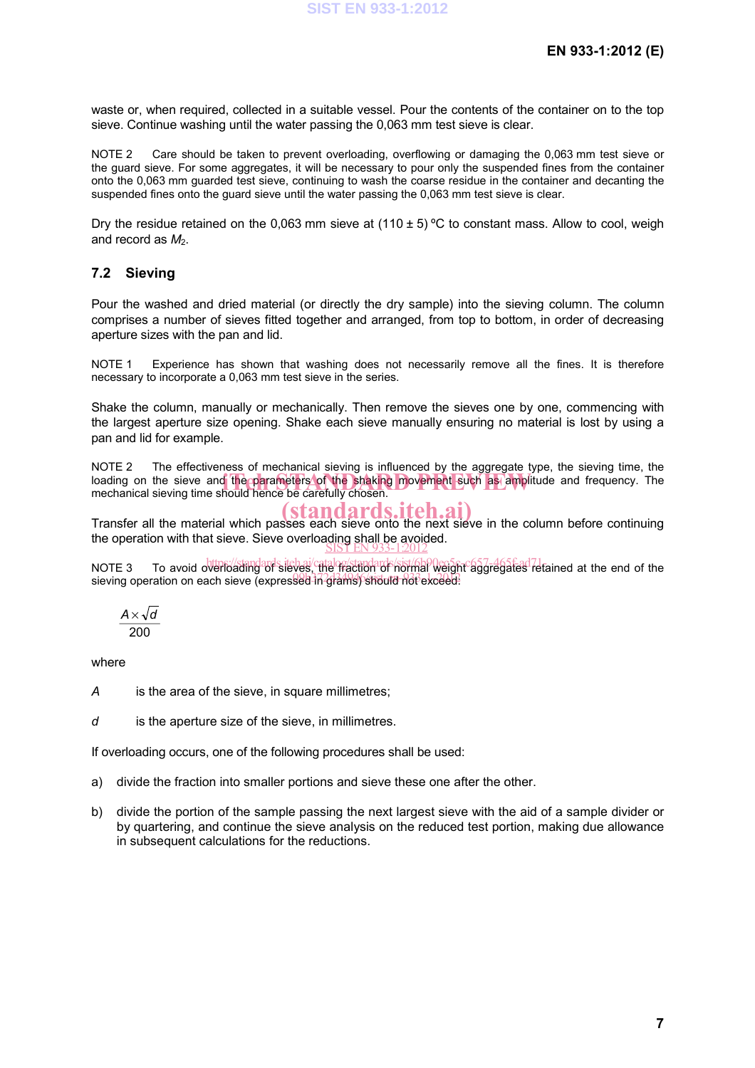waste or, when required, collected in a suitable vessel. Pour the contents of the container on to the top sieve. Continue washing until the water passing the 0,063 mm test sieve is clear.

NOTE 2 Care should be taken to prevent overloading, overflowing or damaging the 0,063 mm test sieve or the guard sieve. For some aggregates, it will be necessary to pour only the suspended fines from the container onto the 0,063 mm guarded test sieve, continuing to wash the coarse residue in the container and decanting the suspended fines onto the guard sieve until the water passing the 0,063 mm test sieve is clear.

Dry the residue retained on the 0,063 mm sieve at (110 ± 5) ºC to constant mass. Allow to cool, weigh and record as $M_2$.

### 7.2 Sieving

Pour the washed and dried material (or directly the dry sample) into the sieving column. The column comprises a number of sieves fitted together and arranged, from top to bottom, in order of decreasing aperture sizes with the pan and lid.

NOTE 1 Experience has shown that washing does not necessarily remove all the fines. It is therefore necessary to incorporate a 0,063 mm test sieve in the series.

Shake the column, manually or mechanically. Then remove the sieves one by one, commencing with the largest aperture size opening. Shake each sieve manually ensuring no material is lost by using a pan and lid for example.

NOTE 2 The effectiveness of mechanical sieving is influenced by the aggregate type, the sieving time, the loading on the sieve and the parameters of the shaking movement such as amplitude and frequency. The mechanical sieving time should hence be carefully chosen.

Transfer all the material which passes each sieve onto the next sieve in the column before continuing the operation with that sieve. Sieve overloading shall be avoided.

NOTE 3 To avoid overloading of sieves, the fraction of normal weight aggregates retained at the end of the sieving operation on each sieve (expressed in grams) should not exceed:

$$\frac{A \times \sqrt{d}}{200}$$

where

$A$ is the area of the sieve, in square millimetres;

$d$ is the aperture size of the sieve, in millimetres.

If overloading occurs, one of the following procedures shall be used:

a) divide the fraction into smaller portions and sieve these one after the other.

b) divide the portion of the sample passing the next largest sieve with the aid of a sample divider or by quartering, and continue the sieve analysis on the reduced test portion, making due allowance in subsequent calculations for the reductions.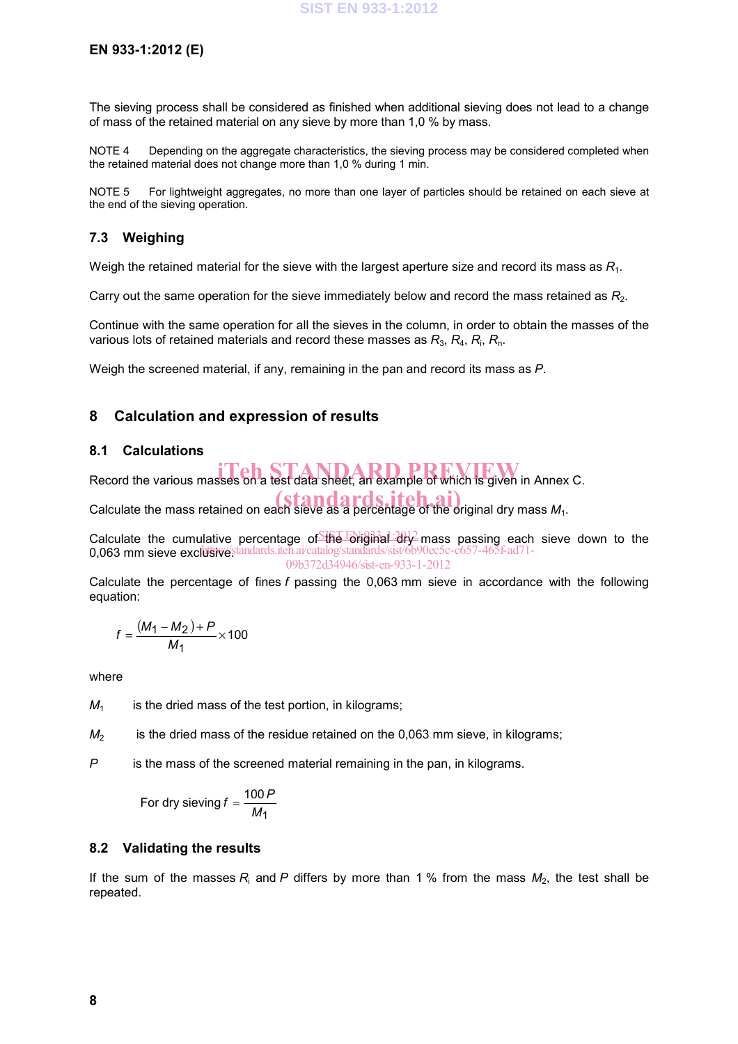The sieving process shall be considered as finished when additional sieving does not lead to a change of mass of the retained material on any sieve by more than 1,0 % by mass.

NOTE 4 Depending on the aggregate characteristics, the sieving process may be considered completed when the retained material does not change more than 1,0 % during 1 min.

NOTE 5 For lightweight aggregates, no more than one layer of particles should be retained on each sieve at the end of the sieving operation.

### 7.3 Weighing

Weigh the retained material for the sieve with the largest aperture size and record its mass as $R_1$.

Carry out the same operation for the sieve immediately below and record the mass retained as $R_2$.

Continue with the same operation for all the sieves in the column, in order to obtain the masses of the various lots of retained materials and record these masses as $R_3$, $R_4$, $R_i$, $R_n$.

Weigh the screened material, if any, remaining in the pan and record its mass as $P$.

## 8 Calculation and expression of results

### 8.1 Calculations

Record the various masses on a test data sheet, an example of which is given in Annex C.

Calculate the mass retained on each sieve as a percentage of the original dry mass $M_1$.

Calculate the cumulative percentage of the original dry mass passing each sieve down to the 0,063 mm sieve exclusive.

Calculate the percentage of fines $f$ passing the 0,063 mm sieve in accordance with the following equation:

$$f = \frac{(M_1 - M_2) + P}{M_1} \times 100$$

where

$M_1$ is the dried mass of the test portion, in kilograms;

$M_2$ is the dried mass of the residue retained on the 0,063 mm sieve, in kilograms;

$P$ is the mass of the screened material remaining in the pan, in kilograms.

For dry sieving $f = \dfrac{100\,P}{M_1}$

### 8.2 Validating the results

If the sum of the masses $R_i$ and $P$ differs by more than 1 % from the mass $M_2$, the test shall be repeated.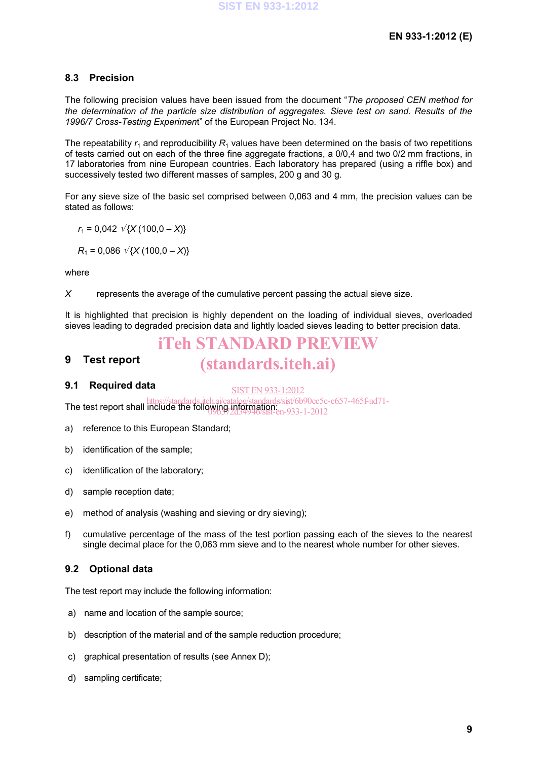### 8.3 Precision

The following precision values have been issued from the document "*The proposed CEN method for the determination of the particle size distribution of aggregates. Sieve test on sand. Results of the 1996/7 Cross-Testing Experiment*" of the European Project No. 134.

The repeatability $r_1$ and reproducibility $R_1$ values have been determined on the basis of two repetitions of tests carried out on each of the three fine aggregate fractions, a 0/0,4 and two 0/2 mm fractions, in 17 laboratories from nine European countries. Each laboratory has prepared (using a riffle box) and successively tested two different masses of samples, 200 g and 30 g.

For any sieve size of the basic set comprised between 0,063 and 4 mm, the precision values can be stated as follows:

$$r_1 = 0{,}042 \sqrt{\{X\,(100{,}0 - X)\}}$$

$$R_1 = 0{,}086 \sqrt{\{X\,(100{,}0 - X)\}}$$

where

$X$ represents the average of the cumulative percent passing the actual sieve size.

It is highlighted that precision is highly dependent on the loading of individual sieves, overloaded sieves leading to degraded precision data and lightly loaded sieves leading to better precision data.

## 9 Test report

### 9.1 Required data

The test report shall include the following information:

a) reference to this European Standard;

b) identification of the sample;

c) identification of the laboratory;

d) sample reception date;

e) method of analysis (washing and sieving or dry sieving);

f) cumulative percentage of the mass of the test portion passing each of the sieves to the nearest single decimal place for the 0,063 mm sieve and to the nearest whole number for other sieves.

### 9.2 Optional data

The test report may include the following information:

a) name and location of the sample source;

b) description of the material and of the sample reduction procedure;

c) graphical presentation of results (see Annex D);

d) sampling certificate;